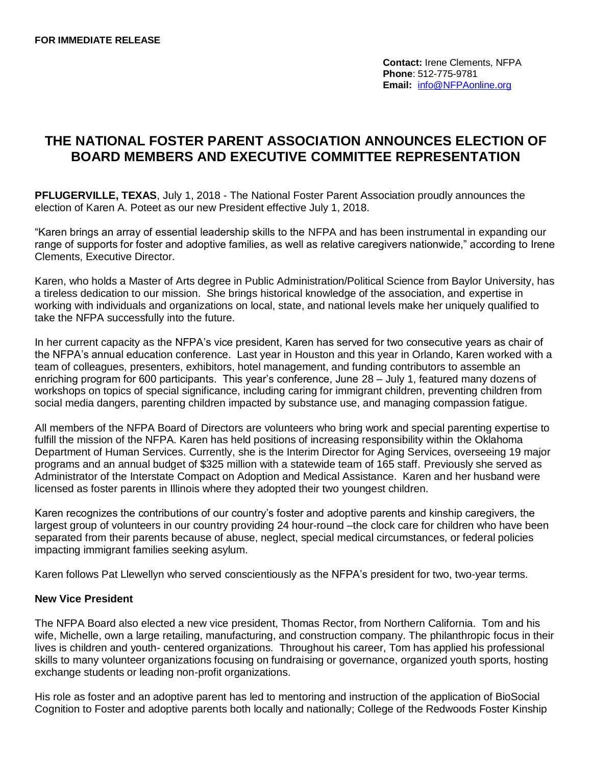**FOR IMMEDIATE RELEASE**

**Contact:** Irene Clements, NFPA
**Phone**: 512-775-9781
**Email:** info@NFPAonline.org

# THE NATIONAL FOSTER PARENT ASSOCIATION ANNOUNCES ELECTION OF BOARD MEMBERS AND EXECUTIVE COMMITTEE REPRESENTATION

**PFLUGERVILLE, TEXAS**, July 1, 2018 - The National Foster Parent Association proudly announces the election of Karen A. Poteet as our new President effective July 1, 2018.

"Karen brings an array of essential leadership skills to the NFPA and has been instrumental in expanding our range of supports for foster and adoptive families, as well as relative caregivers nationwide," according to Irene Clements, Executive Director.

Karen, who holds a Master of Arts degree in Public Administration/Political Science from Baylor University, has a tireless dedication to our mission. She brings historical knowledge of the association, and expertise in working with individuals and organizations on local, state, and national levels make her uniquely qualified to take the NFPA successfully into the future.

In her current capacity as the NFPA's vice president, Karen has served for two consecutive years as chair of the NFPA's annual education conference. Last year in Houston and this year in Orlando, Karen worked with a team of colleagues, presenters, exhibitors, hotel management, and funding contributors to assemble an enriching program for 600 participants. This year's conference, June 28 – July 1, featured many dozens of workshops on topics of special significance, including caring for immigrant children, preventing children from social media dangers, parenting children impacted by substance use, and managing compassion fatigue.

All members of the NFPA Board of Directors are volunteers who bring work and special parenting expertise to fulfill the mission of the NFPA. Karen has held positions of increasing responsibility within the Oklahoma Department of Human Services. Currently, she is the Interim Director for Aging Services, overseeing 19 major programs and an annual budget of $325 million with a statewide team of 165 staff. Previously she served as Administrator of the Interstate Compact on Adoption and Medical Assistance. Karen and her husband were licensed as foster parents in Illinois where they adopted their two youngest children.

Karen recognizes the contributions of our country's foster and adoptive parents and kinship caregivers, the largest group of volunteers in our country providing 24 hour-round –the clock care for children who have been separated from their parents because of abuse, neglect, special medical circumstances, or federal policies impacting immigrant families seeking asylum.

Karen follows Pat Llewellyn who served conscientiously as the NFPA's president for two, two-year terms.

### New Vice President

The NFPA Board also elected a new vice president, Thomas Rector, from Northern California. Tom and his wife, Michelle, own a large retailing, manufacturing, and construction company. The philanthropic focus in their lives is children and youth- centered organizations. Throughout his career, Tom has applied his professional skills to many volunteer organizations focusing on fundraising or governance, organized youth sports, hosting exchange students or leading non-profit organizations.

His role as foster and an adoptive parent has led to mentoring and instruction of the application of BioSocial Cognition to Foster and adoptive parents both locally and nationally; College of the Redwoods Foster Kinship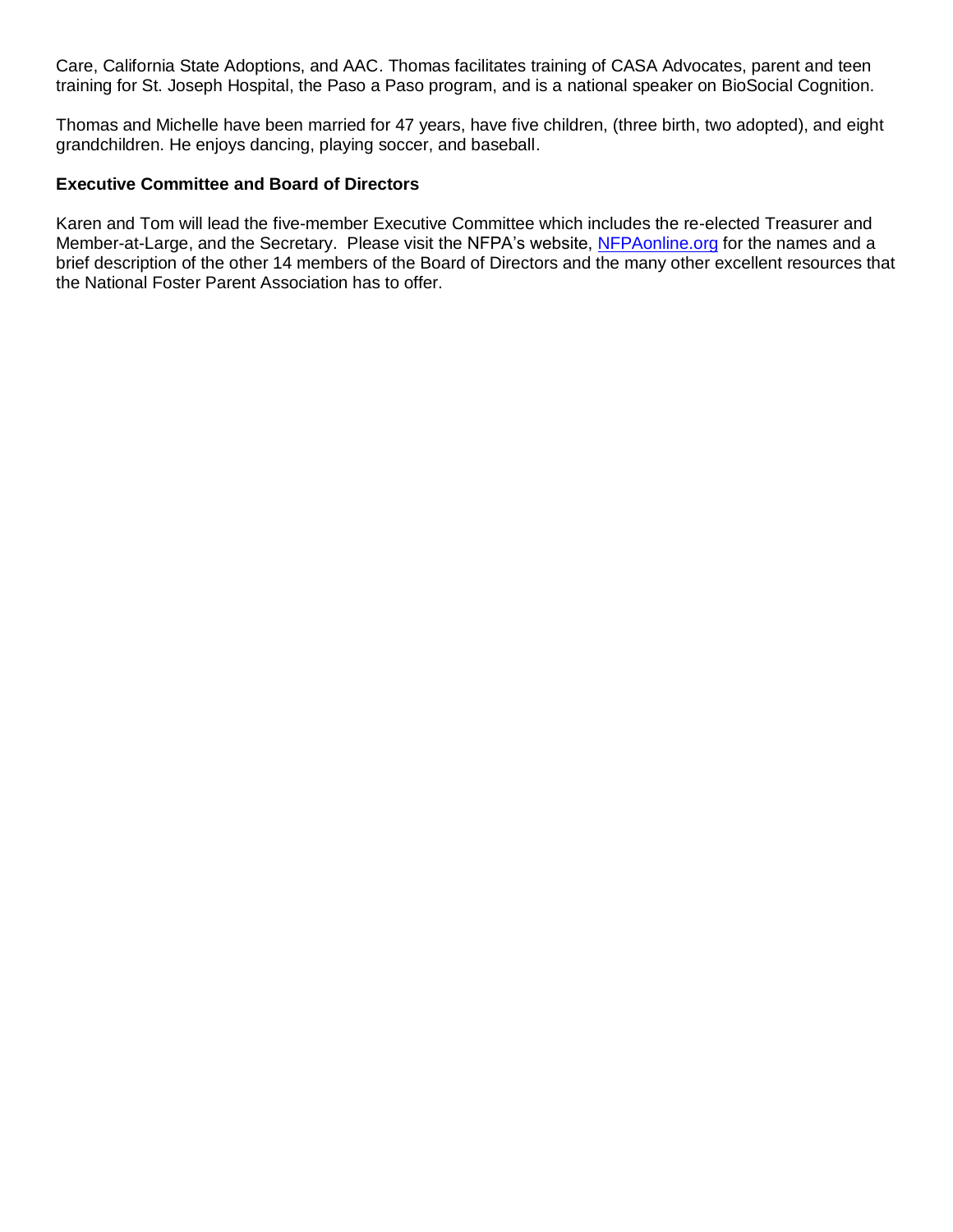Care, California State Adoptions, and AAC. Thomas facilitates training of CASA Advocates, parent and teen training for St. Joseph Hospital, the Paso a Paso program, and is a national speaker on BioSocial Cognition.

Thomas and Michelle have been married for 47 years, have five children, (three birth, two adopted), and eight grandchildren. He enjoys dancing, playing soccer, and baseball.

**Executive Committee and Board of Directors**

Karen and Tom will lead the five-member Executive Committee which includes the re-elected Treasurer and Member-at-Large, and the Secretary. Please visit the NFPA's website, [NFPAonline.org](NFPAonline.org) for the names and a brief description of the other 14 members of the Board of Directors and the many other excellent resources that the National Foster Parent Association has to offer.